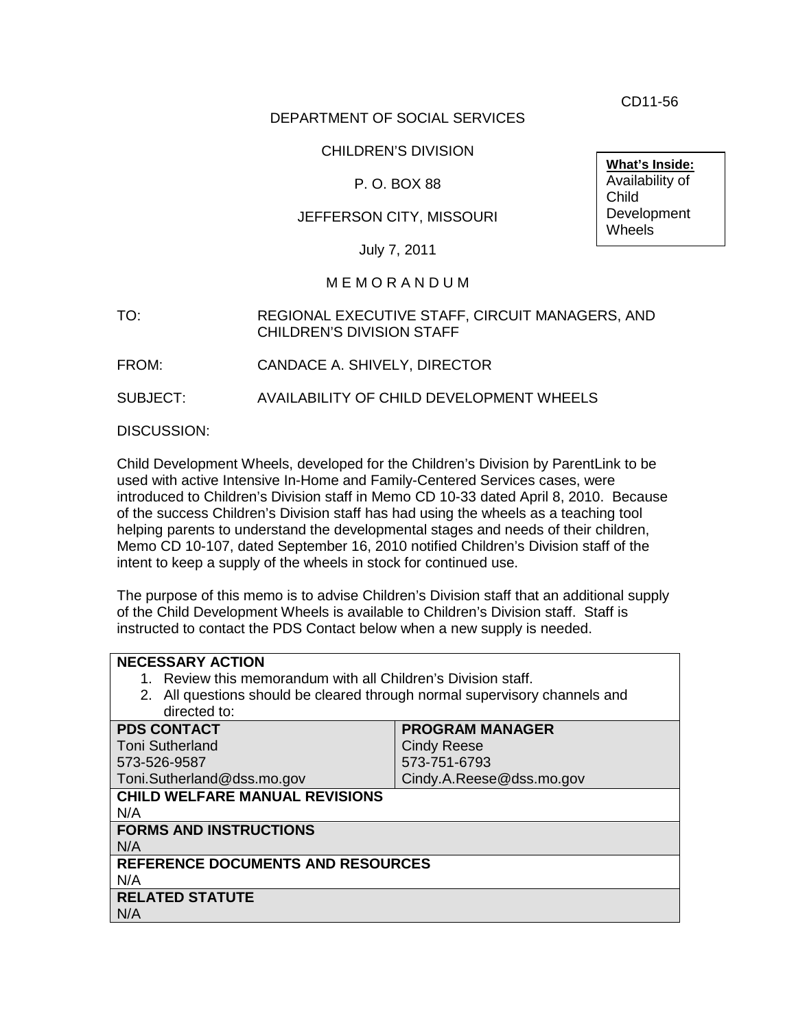CD11-56

DEPARTMENT OF SOCIAL SERVICES

CHILDREN'S DIVISION

P. O. BOX 88

JEFFERSON CITY, MISSOURI

July 7, 2011

**What's Inside:**
Availability of Child Development Wheels

M E M O R A N D U M

TO: REGIONAL EXECUTIVE STAFF, CIRCUIT MANAGERS, AND CHILDREN'S DIVISION STAFF

FROM: CANDACE A. SHIVELY, DIRECTOR

SUBJECT: AVAILABILITY OF CHILD DEVELOPMENT WHEELS

DISCUSSION:

Child Development Wheels, developed for the Children's Division by ParentLink to be used with active Intensive In-Home and Family-Centered Services cases, were introduced to Children's Division staff in Memo CD 10-33 dated April 8, 2010. Because of the success Children's Division staff has had using the wheels as a teaching tool helping parents to understand the developmental stages and needs of their children, Memo CD 10-107, dated September 16, 2010 notified Children's Division staff of the intent to keep a supply of the wheels in stock for continued use.

The purpose of this memo is to advise Children's Division staff that an additional supply of the Child Development Wheels is available to Children's Division staff. Staff is instructed to contact the PDS Contact below when a new supply is needed.

| **NECESSARY ACTION** | |
|---|---|
| 1. Review this memorandum with all Children's Division staff.<br>2. All questions should be cleared through normal supervisory channels and directed to: | |
| **PDS CONTACT**<br>Toni Sutherland<br>573-526-9587<br>Toni.Sutherland@dss.mo.gov | **PROGRAM MANAGER**<br>Cindy Reese<br>573-751-6793<br>Cindy.A.Reese@dss.mo.gov |
| **CHILD WELFARE MANUAL REVISIONS**<br>N/A | |
| **FORMS AND INSTRUCTIONS**<br>N/A | |
| **REFERENCE DOCUMENTS AND RESOURCES**<br>N/A | |
| **RELATED STATUTE**<br>N/A | |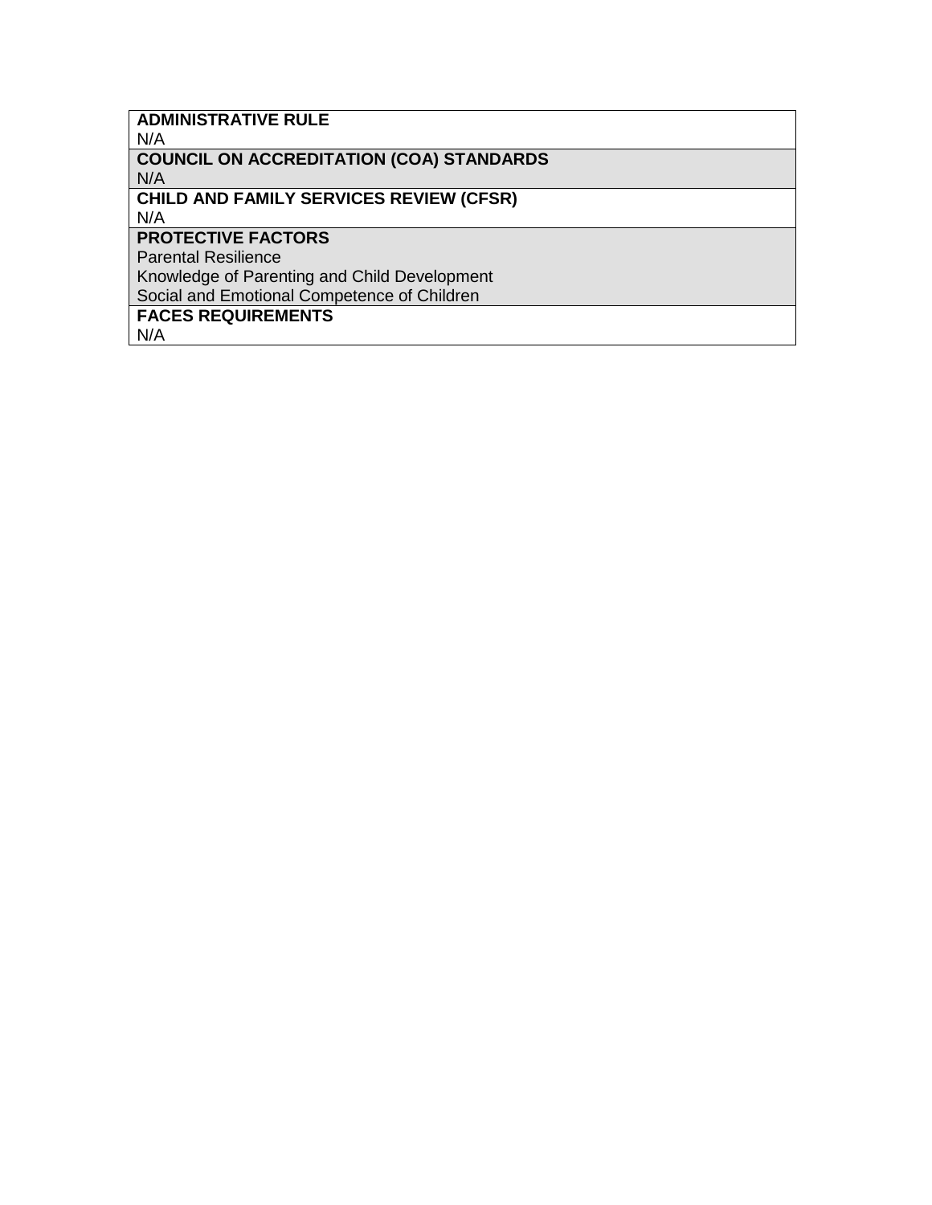| |
|---|
| **ADMINISTRATIVE RULE** |
| N/A |
| **COUNCIL ON ACCREDITATION (COA) STANDARDS** |
| N/A |
| **CHILD AND FAMILY SERVICES REVIEW (CFSR)** |
| N/A |
| **PROTECTIVE FACTORS** |
| Parental Resilience<br>Knowledge of Parenting and Child Development<br>Social and Emotional Competence of Children |
| **FACES REQUIREMENTS** |
| N/A |